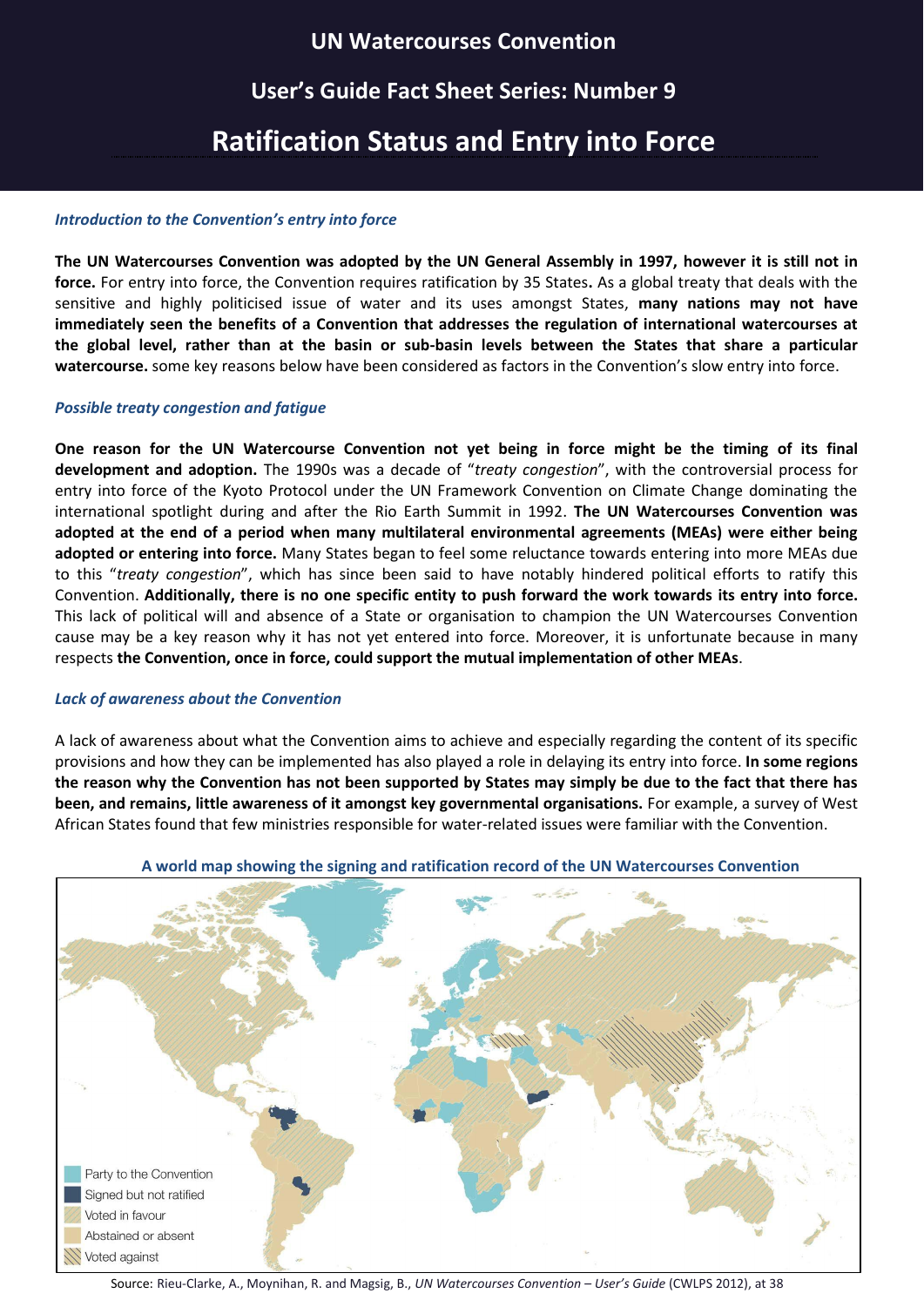# UN Watercourses Convention

## User's Guide Fact Sheet Series: Number 9

# Ratification Status and Entry into Force

### *Introduction to the Convention's entry into force*

**The UN Watercourses Convention was adopted by the UN General Assembly in 1997, however it is still not in force.** For entry into force, the Convention requires ratification by 35 States**.** As a global treaty that deals with the sensitive and highly politicised issue of water and its uses amongst States, **many nations may not have immediately seen the benefits of a Convention that addresses the regulation of international watercourses at the global level, rather than at the basin or sub-basin levels between the States that share a particular watercourse.** some key reasons below have been considered as factors in the Convention's slow entry into force.

### *Possible treaty congestion and fatigue*

**One reason for the UN Watercourse Convention not yet being in force might be the timing of its final development and adoption.** The 1990s was a decade of "*treaty congestion*", with the controversial process for entry into force of the Kyoto Protocol under the UN Framework Convention on Climate Change dominating the international spotlight during and after the Rio Earth Summit in 1992. **The UN Watercourses Convention was adopted at the end of a period when many multilateral environmental agreements (MEAs) were either being adopted or entering into force.** Many States began to feel some reluctance towards entering into more MEAs due to this "*treaty congestion*", which has since been said to have notably hindered political efforts to ratify this Convention. **Additionally, there is no one specific entity to push forward the work towards its entry into force.** This lack of political will and absence of a State or organisation to champion the UN Watercourses Convention cause may be a key reason why it has not yet entered into force. Moreover, it is unfortunate because in many respects **the Convention, once in force, could support the mutual implementation of other MEAs**.

### *Lack of awareness about the Convention*

A lack of awareness about what the Convention aims to achieve and especially regarding the content of its specific provisions and how they can be implemented has also played a role in delaying its entry into force. **In some regions the reason why the Convention has not been supported by States may simply be due to the fact that there has been, and remains, little awareness of it amongst key governmental organisations.** For example, a survey of West African States found that few ministries responsible for water-related issues were familiar with the Convention.

**A world map showing the signing and ratification record of the UN Watercourses Convention**

- Party to the Convention
- Signed but not ratified
- Voted in favour
- Abstained or absent
- Voted against

Source: Rieu-Clarke, A., Moynihan, R. and Magsig, B., *UN Watercourses Convention – User's Guide* (CWLPS 2012), at 38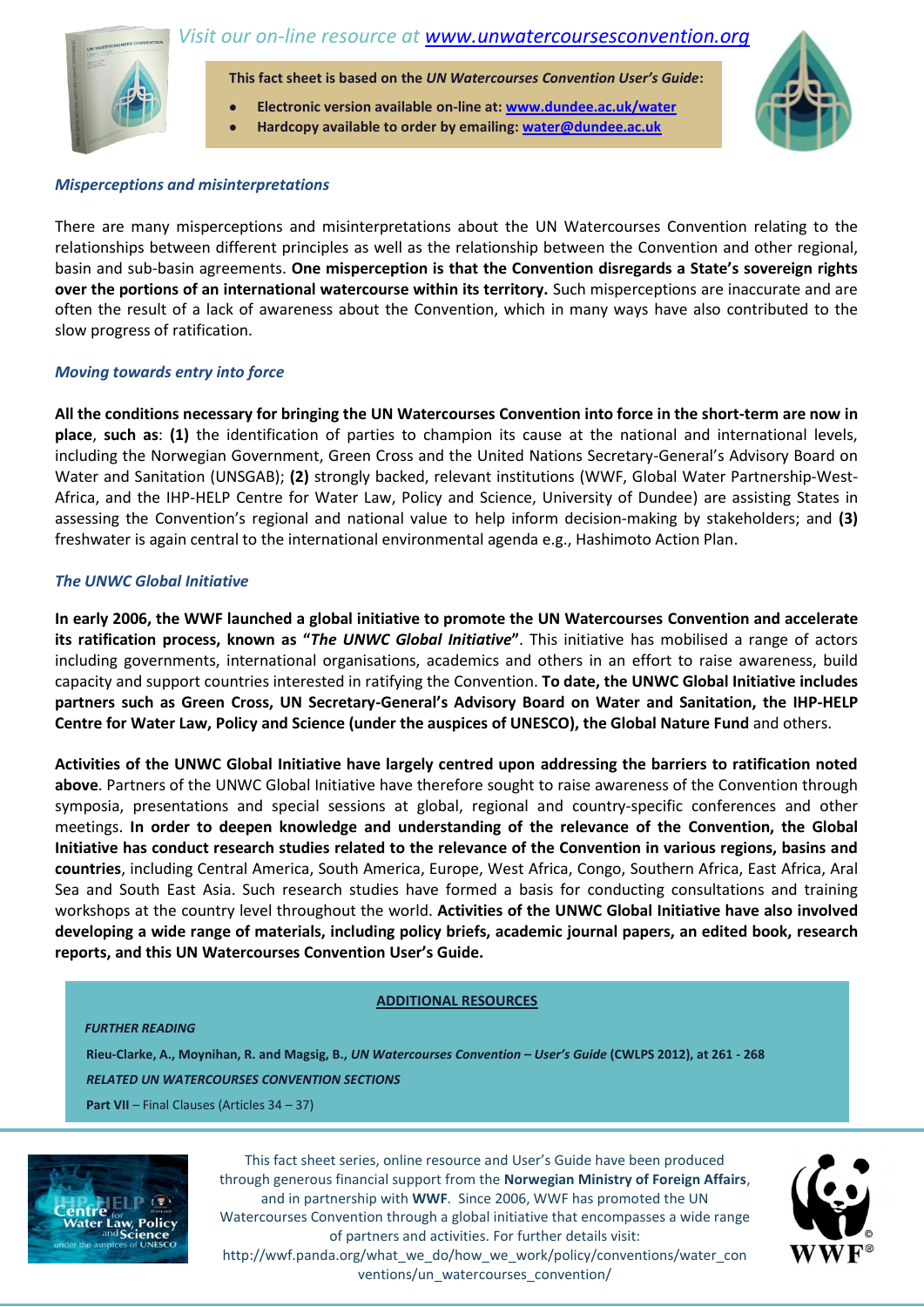*Visit our on-line resource at [www.unwatercoursesconvention.org](http://www.unwatercoursesconvention.org)*

**This fact sheet is based on the *UN Watercourses Convention User's Guide*:**

- **Electronic version available on-line at: [www.dundee.ac.uk/water](http://www.dundee.ac.uk/water)**
- **Hardcopy available to order by emailing: [water@dundee.ac.uk](mailto:water@dundee.ac.uk)**

### *Misperceptions and misinterpretations*

There are many misperceptions and misinterpretations about the UN Watercourses Convention relating to the relationships between different principles as well as the relationship between the Convention and other regional, basin and sub-basin agreements. **One misperception is that the Convention disregards a State's sovereign rights over the portions of an international watercourse within its territory.** Such misperceptions are inaccurate and are often the result of a lack of awareness about the Convention, which in many ways have also contributed to the slow progress of ratification.

### *Moving towards entry into force*

**All the conditions necessary for bringing the UN Watercourses Convention into force in the short-term are now in place**, **such as**: **(1)** the identification of parties to champion its cause at the national and international levels, including the Norwegian Government, Green Cross and the United Nations Secretary-General's Advisory Board on Water and Sanitation (UNSGAB); **(2)** strongly backed, relevant institutions (WWF, Global Water Partnership-West-Africa, and the IHP-HELP Centre for Water Law, Policy and Science, University of Dundee) are assisting States in assessing the Convention's regional and national value to help inform decision-making by stakeholders; and **(3)** freshwater is again central to the international environmental agenda e.g., Hashimoto Action Plan.

### *The UNWC Global Initiative*

**In early 2006, the WWF launched a global initiative to promote the UN Watercourses Convention and accelerate its ratification process, known as "*The UNWC Global Initiative*"**. This initiative has mobilised a range of actors including governments, international organisations, academics and others in an effort to raise awareness, build capacity and support countries interested in ratifying the Convention. **To date, the UNWC Global Initiative includes partners such as Green Cross, UN Secretary-General's Advisory Board on Water and Sanitation, the IHP-HELP Centre for Water Law, Policy and Science (under the auspices of UNESCO), the Global Nature Fund** and others.

**Activities of the UNWC Global Initiative have largely centred upon addressing the barriers to ratification noted above**. Partners of the UNWC Global Initiative have therefore sought to raise awareness of the Convention through symposia, presentations and special sessions at global, regional and country-specific conferences and other meetings. **In order to deepen knowledge and understanding of the relevance of the Convention, the Global Initiative has conduct research studies related to the relevance of the Convention in various regions, basins and countries**, including Central America, South America, Europe, West Africa, Congo, Southern Africa, East Africa, Aral Sea and South East Asia. Such research studies have formed a basis for conducting consultations and training workshops at the country level throughout the world. **Activities of the UNWC Global Initiative have also involved developing a wide range of materials, including policy briefs, academic journal papers, an edited book, research reports, and this UN Watercourses Convention User's Guide.**

**ADDITIONAL RESOURCES**

*FURTHER READING*

**Rieu-Clarke, A., Moynihan, R. and Magsig, B., *UN Watercourses Convention – User's Guide* (CWLPS 2012), at 261 - 268**

*RELATED UN WATERCOURSES CONVENTION SECTIONS*

**Part VII** – Final Clauses (Articles 34 – 37)

This fact sheet series, online resource and User's Guide have been produced through generous financial support from the **Norwegian Ministry of Foreign Affairs**, and in partnership with **WWF**. Since 2006, WWF has promoted the UN Watercourses Convention through a global initiative that encompasses a wide range of partners and activities. For further details visit: http://wwf.panda.org/what_we_do/how_we_work/policy/conventions/water_conventions/un_watercourses_convention/